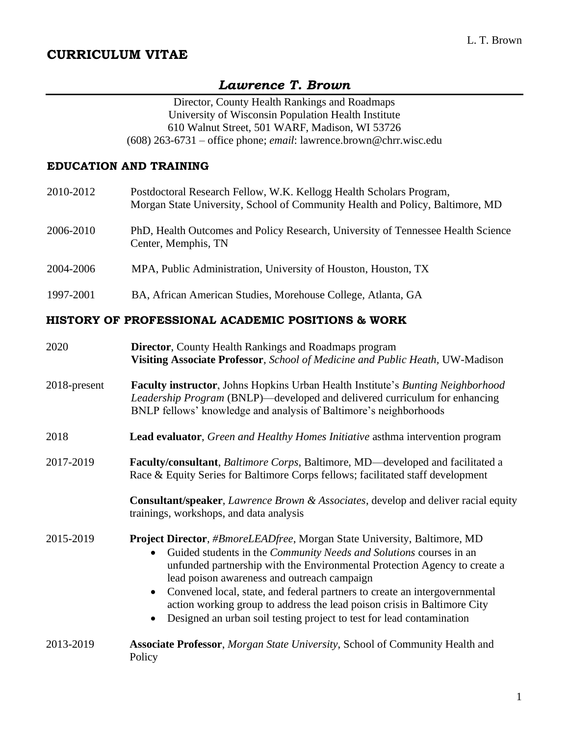# CURRICULUM VITAE

## *Lawrence T. Brown*

Director, County Health Rankings and Roadmaps
University of Wisconsin Population Health Institute
610 Walnut Street, 501 WARF, Madison, WI 53726
(608) 263-6731 – office phone; *email*: lawrence.brown@chrr.wisc.edu

### EDUCATION AND TRAINING

2010-2012 — Postdoctoral Research Fellow, W.K. Kellogg Health Scholars Program, Morgan State University, School of Community Health and Policy, Baltimore, MD

2006-2010 — PhD, Health Outcomes and Policy Research, University of Tennessee Health Science Center, Memphis, TN

2004-2006 — MPA, Public Administration, University of Houston, Houston, TX

1997-2001 — BA, African American Studies, Morehouse College, Atlanta, GA

### HISTORY OF PROFESSIONAL ACADEMIC POSITIONS & WORK

2020 — **Director**, County Health Rankings and Roadmaps program
**Visiting Associate Professor**, *School of Medicine and Public Heath,* UW-Madison

2018-present — **Faculty instructor**, Johns Hopkins Urban Health Institute's *Bunting Neighborhood Leadership Program* (BNLP)—developed and delivered curriculum for enhancing BNLP fellows' knowledge and analysis of Baltimore's neighborhoods

2018 — **Lead evaluator**, *Green and Healthy Homes Initiative* asthma intervention program

2017-2019 — **Faculty/consultant**, *Baltimore Corps*, Baltimore, MD—developed and facilitated a Race & Equity Series for Baltimore Corps fellows; facilitated staff development

**Consultant/speaker**, *Lawrence Brown & Associates*, develop and deliver racial equity trainings, workshops, and data analysis

2015-2019 — **Project Director**, *#BmoreLEADfree*, Morgan State University, Baltimore, MD

- Guided students in the *Community Needs and Solutions* courses in an unfunded partnership with the Environmental Protection Agency to create a lead poison awareness and outreach campaign
- Convened local, state, and federal partners to create an intergovernmental action working group to address the lead poison crisis in Baltimore City
- Designed an urban soil testing project to test for lead contamination

2013-2019 — **Associate Professor**, *Morgan State University*, School of Community Health and Policy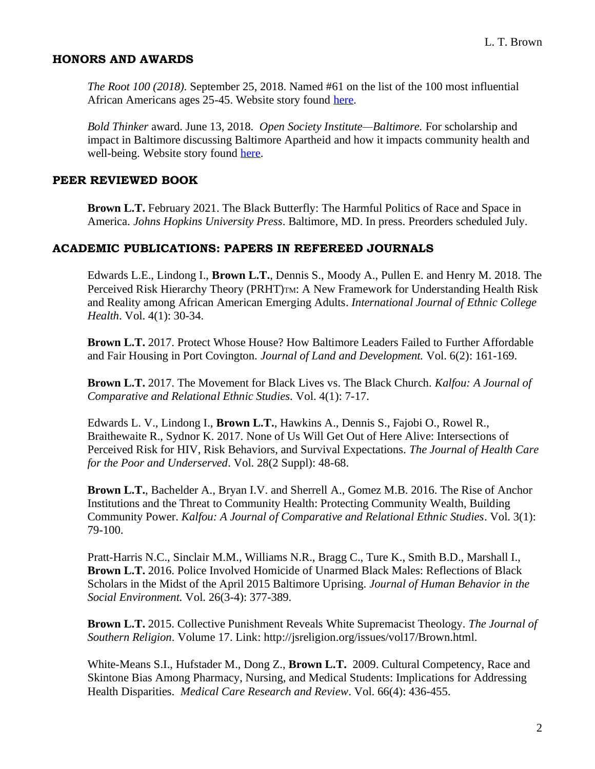## HONORS AND AWARDS

*The Root 100 (2018).* September 25, 2018. Named #61 on the list of the 100 most influential African Americans ages 25-45. Website story found here.

*Bold Thinker* award. June 13, 2018. *Open Society Institute—Baltimore.* For scholarship and impact in Baltimore discussing Baltimore Apartheid and how it impacts community health and well-being. Website story found here.

## PEER REVIEWED BOOK

**Brown L.T.** February 2021. The Black Butterfly: The Harmful Politics of Race and Space in America. *Johns Hopkins University Press*. Baltimore, MD. In press. Preorders scheduled July.

## ACADEMIC PUBLICATIONS: PAPERS IN REFEREED JOURNALS

Edwards L.E., Lindong I., **Brown L.T.**, Dennis S., Moody A., Pullen E. and Henry M. 2018. The Perceived Risk Hierarchy Theory (PRHT)TM: A New Framework for Understanding Health Risk and Reality among African American Emerging Adults. *International Journal of Ethnic College Health*. Vol. 4(1): 30-34.

**Brown L.T.** 2017. Protect Whose House? How Baltimore Leaders Failed to Further Affordable and Fair Housing in Port Covington. *Journal of Land and Development.* Vol. 6(2): 161-169.

**Brown L.T.** 2017. The Movement for Black Lives vs. The Black Church. *Kalfou: A Journal of Comparative and Relational Ethnic Studies.* Vol. 4(1): 7-17.

Edwards L. V., Lindong I., **Brown L.T.**, Hawkins A., Dennis S., Fajobi O., Rowel R., Braithewaite R., Sydnor K. 2017. None of Us Will Get Out of Here Alive: Intersections of Perceived Risk for HIV, Risk Behaviors, and Survival Expectations. *The Journal of Health Care for the Poor and Underserved*. Vol. 28(2 Suppl): 48-68.

**Brown L.T.**, Bachelder A., Bryan I.V. and Sherrell A., Gomez M.B. 2016. The Rise of Anchor Institutions and the Threat to Community Health: Protecting Community Wealth, Building Community Power. *Kalfou: A Journal of Comparative and Relational Ethnic Studies*. Vol. 3(1): 79-100.

Pratt-Harris N.C., Sinclair M.M., Williams N.R., Bragg C., Ture K., Smith B.D., Marshall I., **Brown L.T.** 2016. Police Involved Homicide of Unarmed Black Males: Reflections of Black Scholars in the Midst of the April 2015 Baltimore Uprising. *Journal of Human Behavior in the Social Environment.* Vol. 26(3-4): 377-389.

**Brown L.T.** 2015. Collective Punishment Reveals White Supremacist Theology. *The Journal of Southern Religion*. Volume 17. Link: http://jsreligion.org/issues/vol17/Brown.html.

White-Means S.I., Hufstader M., Dong Z., **Brown L.T.** 2009. Cultural Competency, Race and Skintone Bias Among Pharmacy, Nursing, and Medical Students: Implications for Addressing Health Disparities. *Medical Care Research and Review*. Vol. 66(4): 436-455.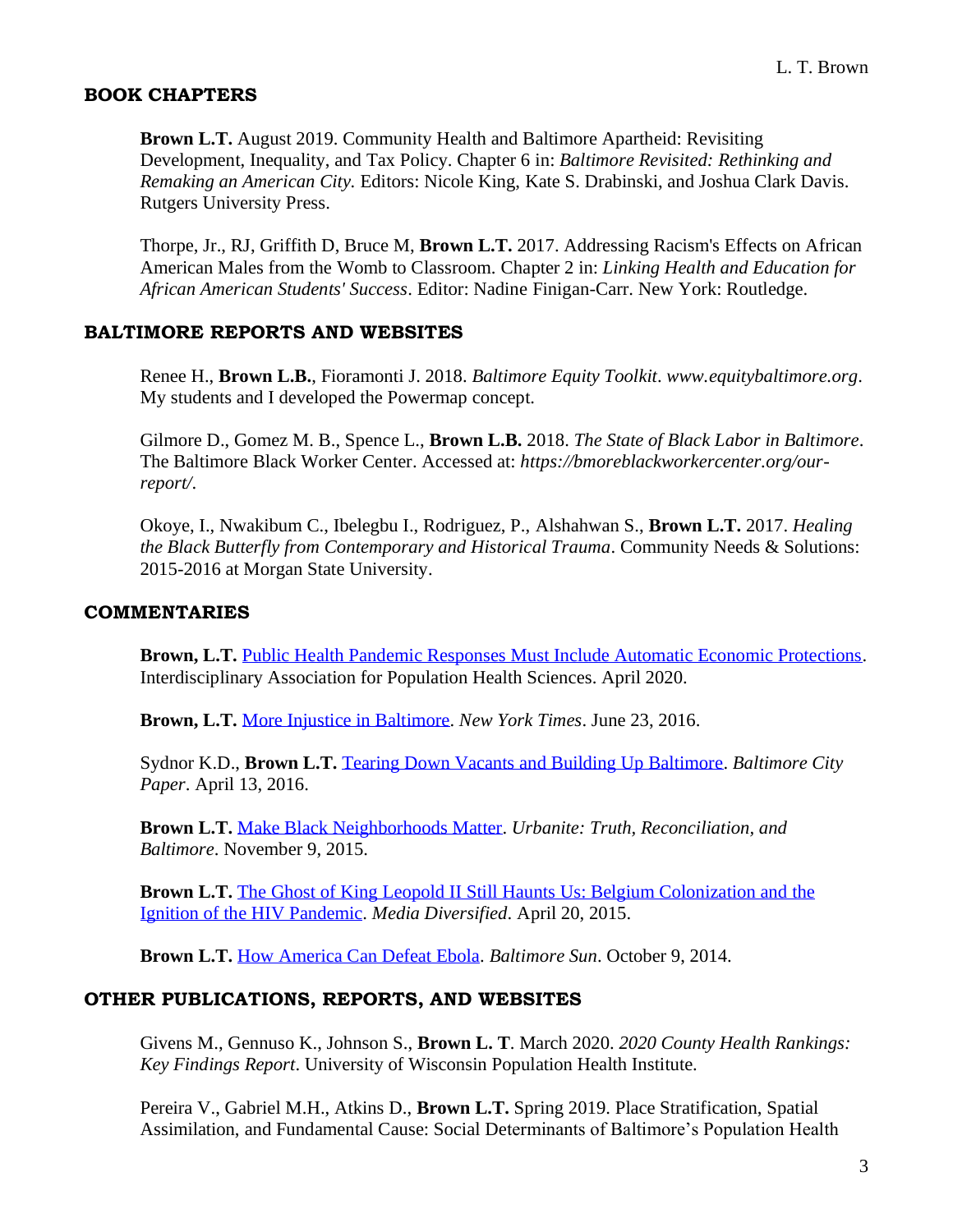## BOOK CHAPTERS

**Brown L.T.** August 2019. Community Health and Baltimore Apartheid: Revisiting Development, Inequality, and Tax Policy. Chapter 6 in: *Baltimore Revisited: Rethinking and Remaking an American City.* Editors: Nicole King, Kate S. Drabinski, and Joshua Clark Davis. Rutgers University Press.

Thorpe, Jr., RJ, Griffith D, Bruce M, **Brown L.T.** 2017. Addressing Racism's Effects on African American Males from the Womb to Classroom. Chapter 2 in: *Linking Health and Education for African American Students' Success*. Editor: Nadine Finigan-Carr. New York: Routledge.

## BALTIMORE REPORTS AND WEBSITES

Renee H., **Brown L.B.**, Fioramonti J. 2018. *Baltimore Equity Toolkit*. *www.equitybaltimore.org*. My students and I developed the Powermap concept.

Gilmore D., Gomez M. B., Spence L., **Brown L.B.** 2018. *The State of Black Labor in Baltimore*. The Baltimore Black Worker Center. Accessed at: *https://bmoreblackworkercenter.org/our-report/*.

Okoye, I., Nwakibum C., Ibelegbu I., Rodriguez, P., Alshahwan S., **Brown L.T.** 2017. *Healing the Black Butterfly from Contemporary and Historical Trauma*. Community Needs & Solutions: 2015-2016 at Morgan State University.

## COMMENTARIES

**Brown, L.T.** Public Health Pandemic Responses Must Include Automatic Economic Protections. Interdisciplinary Association for Population Health Sciences. April 2020.

**Brown, L.T.** More Injustice in Baltimore. *New York Times*. June 23, 2016.

Sydnor K.D., **Brown L.T.** Tearing Down Vacants and Building Up Baltimore. *Baltimore City Paper*. April 13, 2016.

**Brown L.T.** Make Black Neighborhoods Matter. *Urbanite: Truth, Reconciliation, and Baltimore*. November 9, 2015.

**Brown L.T.** The Ghost of King Leopold II Still Haunts Us: Belgium Colonization and the Ignition of the HIV Pandemic. *Media Diversified*. April 20, 2015.

**Brown L.T.** How America Can Defeat Ebola. *Baltimore Sun*. October 9, 2014.

## OTHER PUBLICATIONS, REPORTS, AND WEBSITES

Givens M., Gennuso K., Johnson S., **Brown L. T**. March 2020. *2020 County Health Rankings: Key Findings Report*. University of Wisconsin Population Health Institute.

Pereira V., Gabriel M.H., Atkins D., **Brown L.T.** Spring 2019. Place Stratification, Spatial Assimilation, and Fundamental Cause: Social Determinants of Baltimore's Population Health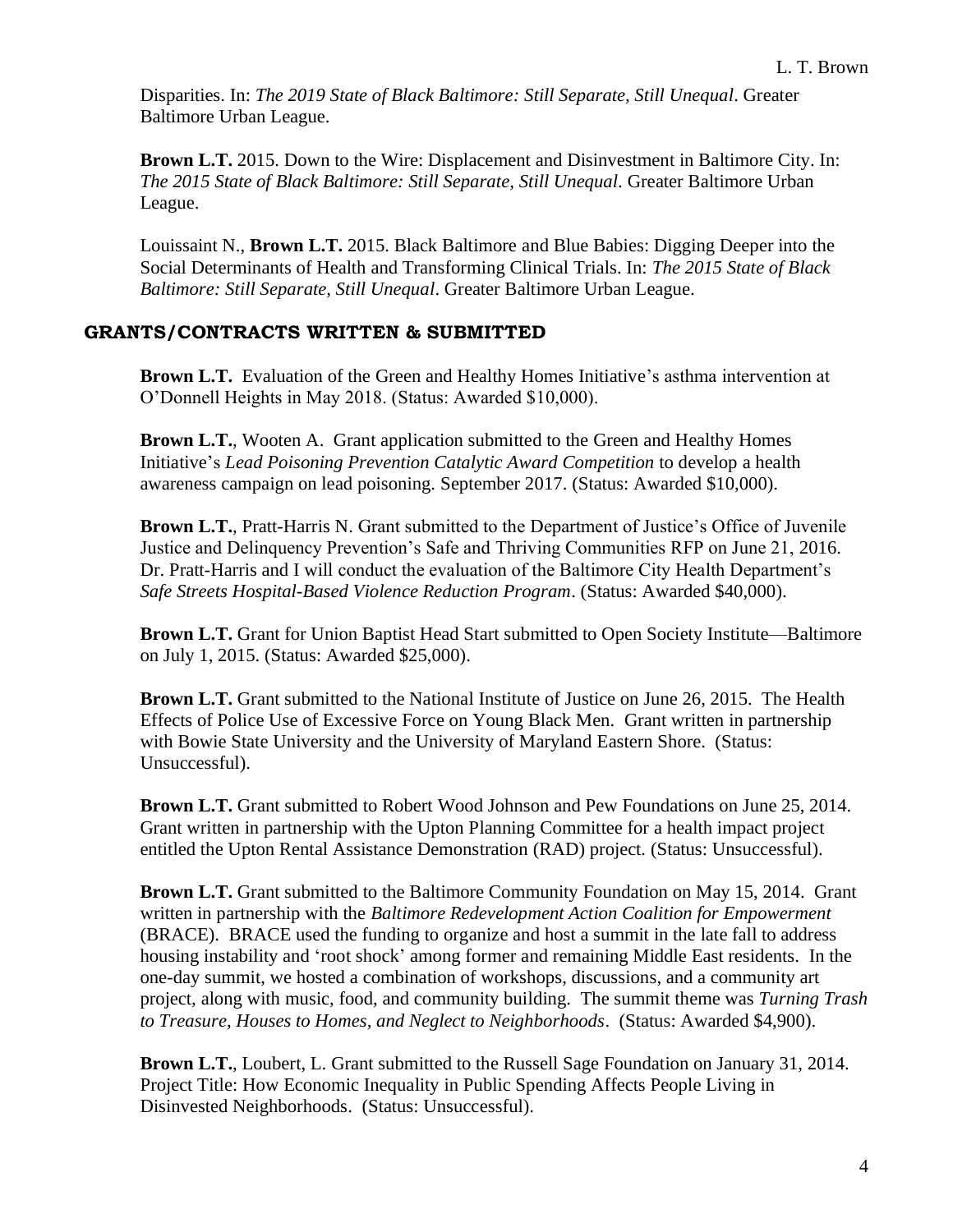Disparities. In: *The 2019 State of Black Baltimore: Still Separate, Still Unequal*. Greater Baltimore Urban League.

**Brown L.T.** 2015. Down to the Wire: Displacement and Disinvestment in Baltimore City. In: *The 2015 State of Black Baltimore: Still Separate, Still Unequal*. Greater Baltimore Urban League.

Louissaint N., **Brown L.T.** 2015. Black Baltimore and Blue Babies: Digging Deeper into the Social Determinants of Health and Transforming Clinical Trials. In: *The 2015 State of Black Baltimore: Still Separate, Still Unequal*. Greater Baltimore Urban League.

## GRANTS/CONTRACTS WRITTEN & SUBMITTED

**Brown L.T.** Evaluation of the Green and Healthy Homes Initiative's asthma intervention at O'Donnell Heights in May 2018. (Status: Awarded $10,000).

**Brown L.T.**, Wooten A. Grant application submitted to the Green and Healthy Homes Initiative's *Lead Poisoning Prevention Catalytic Award Competition* to develop a health awareness campaign on lead poisoning. September 2017. (Status: Awarded $10,000).

**Brown L.T.**, Pratt-Harris N. Grant submitted to the Department of Justice's Office of Juvenile Justice and Delinquency Prevention's Safe and Thriving Communities RFP on June 21, 2016. Dr. Pratt-Harris and I will conduct the evaluation of the Baltimore City Health Department's *Safe Streets Hospital-Based Violence Reduction Program*. (Status: Awarded $40,000).

**Brown L.T.** Grant for Union Baptist Head Start submitted to Open Society Institute—Baltimore on July 1, 2015. (Status: Awarded $25,000).

**Brown L.T.** Grant submitted to the National Institute of Justice on June 26, 2015. The Health Effects of Police Use of Excessive Force on Young Black Men. Grant written in partnership with Bowie State University and the University of Maryland Eastern Shore. (Status: Unsuccessful).

**Brown L.T.** Grant submitted to Robert Wood Johnson and Pew Foundations on June 25, 2014. Grant written in partnership with the Upton Planning Committee for a health impact project entitled the Upton Rental Assistance Demonstration (RAD) project. (Status: Unsuccessful).

**Brown L.T.** Grant submitted to the Baltimore Community Foundation on May 15, 2014. Grant written in partnership with the *Baltimore Redevelopment Action Coalition for Empowerment* (BRACE). BRACE used the funding to organize and host a summit in the late fall to address housing instability and 'root shock' among former and remaining Middle East residents. In the one-day summit, we hosted a combination of workshops, discussions, and a community art project, along with music, food, and community building. The summit theme was *Turning Trash to Treasure, Houses to Homes, and Neglect to Neighborhoods*. (Status: Awarded $4,900).

**Brown L.T.**, Loubert, L. Grant submitted to the Russell Sage Foundation on January 31, 2014. Project Title: How Economic Inequality in Public Spending Affects People Living in Disinvested Neighborhoods. (Status: Unsuccessful).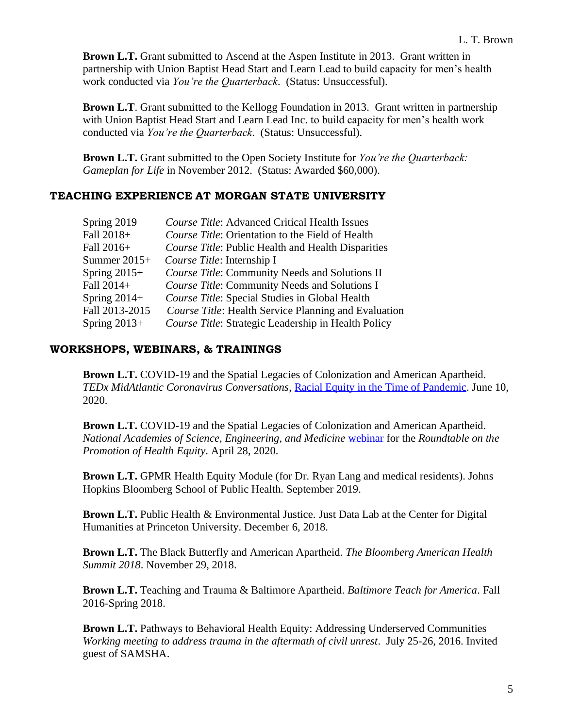**Brown L.T.** Grant submitted to Ascend at the Aspen Institute in 2013. Grant written in partnership with Union Baptist Head Start and Learn Lead to build capacity for men's health work conducted via *You're the Quarterback*. (Status: Unsuccessful).

**Brown L.T**. Grant submitted to the Kellogg Foundation in 2013. Grant written in partnership with Union Baptist Head Start and Learn Lead Inc. to build capacity for men's health work conducted via *You're the Quarterback*. (Status: Unsuccessful).

**Brown L.T.** Grant submitted to the Open Society Institute for *You're the Quarterback: Gameplan for Life* in November 2012. (Status: Awarded $60,000).

## TEACHING EXPERIENCE AT MORGAN STATE UNIVERSITY

| | |
|---|---|
| Spring 2019 | *Course Title*: Advanced Critical Health Issues |
| Fall 2018+ | *Course Title*: Orientation to the Field of Health |
| Fall 2016+ | *Course Title*: Public Health and Health Disparities |
| Summer 2015+ | *Course Title*: Internship I |
| Spring 2015+ | *Course Title*: Community Needs and Solutions II |
| Fall 2014+ | *Course Title*: Community Needs and Solutions I |
| Spring 2014+ | *Course Title*: Special Studies in Global Health |
| Fall 2013-2015 | *Course Title*: Health Service Planning and Evaluation |
| Spring 2013+ | *Course Title*: Strategic Leadership in Health Policy |

## WORKSHOPS, WEBINARS, & TRAININGS

**Brown L.T.** COVID-19 and the Spatial Legacies of Colonization and American Apartheid. *TEDx MidAtlantic Coronavirus Conversations*, Racial Equity in the Time of Pandemic. June 10, 2020.

**Brown L.T.** COVID-19 and the Spatial Legacies of Colonization and American Apartheid. *National Academies of Science, Engineering, and Medicine* webinar for the *Roundtable on the Promotion of Health Equity*. April 28, 2020.

**Brown L.T.** GPMR Health Equity Module (for Dr. Ryan Lang and medical residents). Johns Hopkins Bloomberg School of Public Health. September 2019.

**Brown L.T.** Public Health & Environmental Justice. Just Data Lab at the Center for Digital Humanities at Princeton University. December 6, 2018.

**Brown L.T.** The Black Butterfly and American Apartheid. *The Bloomberg American Health Summit 2018*. November 29, 2018.

**Brown L.T.** Teaching and Trauma & Baltimore Apartheid. *Baltimore Teach for America*. Fall 2016-Spring 2018.

**Brown L.T.** Pathways to Behavioral Health Equity: Addressing Underserved Communities *Working meeting to address trauma in the aftermath of civil unrest*. July 25-26, 2016. Invited guest of SAMSHA.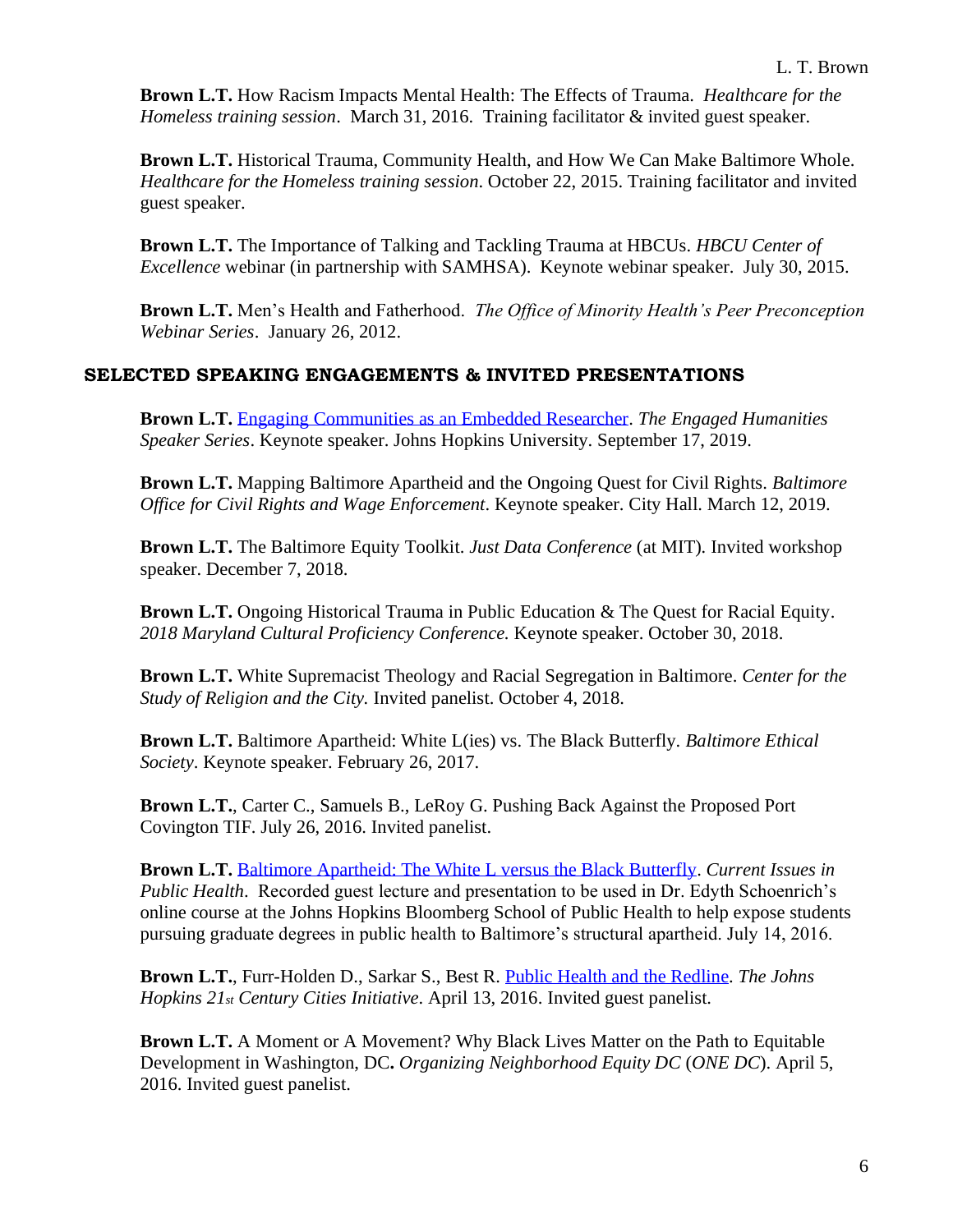**Brown L.T.** How Racism Impacts Mental Health: The Effects of Trauma. *Healthcare for the Homeless training session*. March 31, 2016. Training facilitator & invited guest speaker.

**Brown L.T.** Historical Trauma, Community Health, and How We Can Make Baltimore Whole. *Healthcare for the Homeless training session*. October 22, 2015. Training facilitator and invited guest speaker.

**Brown L.T.** The Importance of Talking and Tackling Trauma at HBCUs. *HBCU Center of Excellence* webinar (in partnership with SAMHSA). Keynote webinar speaker. July 30, 2015.

**Brown L.T.** Men's Health and Fatherhood. *The Office of Minority Health's Peer Preconception Webinar Series*. January 26, 2012.

## SELECTED SPEAKING ENGAGEMENTS & INVITED PRESENTATIONS

**Brown L.T.** Engaging Communities as an Embedded Researcher. *The Engaged Humanities Speaker Series*. Keynote speaker. Johns Hopkins University. September 17, 2019.

**Brown L.T.** Mapping Baltimore Apartheid and the Ongoing Quest for Civil Rights. *Baltimore Office for Civil Rights and Wage Enforcement*. Keynote speaker. City Hall. March 12, 2019.

**Brown L.T.** The Baltimore Equity Toolkit. *Just Data Conference* (at MIT). Invited workshop speaker. December 7, 2018.

**Brown L.T.** Ongoing Historical Trauma in Public Education & The Quest for Racial Equity. *2018 Maryland Cultural Proficiency Conference.* Keynote speaker. October 30, 2018.

**Brown L.T.** White Supremacist Theology and Racial Segregation in Baltimore. *Center for the Study of Religion and the City.* Invited panelist. October 4, 2018.

**Brown L.T.** Baltimore Apartheid: White L(ies) vs. The Black Butterfly. *Baltimore Ethical Society*. Keynote speaker. February 26, 2017.

**Brown L.T.**, Carter C., Samuels B., LeRoy G. Pushing Back Against the Proposed Port Covington TIF. July 26, 2016. Invited panelist.

**Brown L.T.** Baltimore Apartheid: The White L versus the Black Butterfly. *Current Issues in Public Health*. Recorded guest lecture and presentation to be used in Dr. Edyth Schoenrich's online course at the Johns Hopkins Bloomberg School of Public Health to help expose students pursuing graduate degrees in public health to Baltimore's structural apartheid. July 14, 2016.

**Brown L.T.**, Furr-Holden D., Sarkar S., Best R. Public Health and the Redline. *The Johns Hopkins 21st Century Cities Initiative*. April 13, 2016. Invited guest panelist.

**Brown L.T.** A Moment or A Movement? Why Black Lives Matter on the Path to Equitable Development in Washington, DC**.** *Organizing Neighborhood Equity DC* (*ONE DC*). April 5, 2016. Invited guest panelist.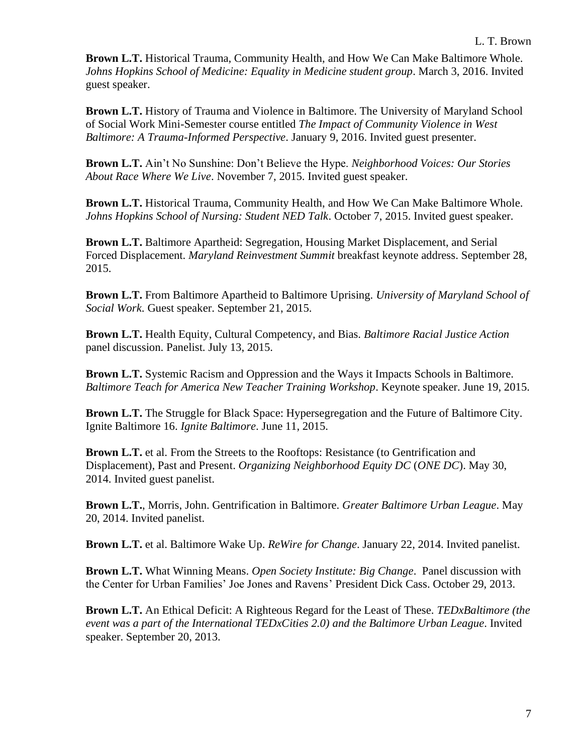**Brown L.T.** Historical Trauma, Community Health, and How We Can Make Baltimore Whole. *Johns Hopkins School of Medicine: Equality in Medicine student group*. March 3, 2016. Invited guest speaker.

**Brown L.T.** History of Trauma and Violence in Baltimore. The University of Maryland School of Social Work Mini-Semester course entitled *The Impact of Community Violence in West Baltimore: A Trauma-Informed Perspective*. January 9, 2016. Invited guest presenter.

**Brown L.T.** Ain't No Sunshine: Don't Believe the Hype. *Neighborhood Voices: Our Stories About Race Where We Live*. November 7, 2015. Invited guest speaker.

**Brown L.T.** Historical Trauma, Community Health, and How We Can Make Baltimore Whole. *Johns Hopkins School of Nursing: Student NED Talk*. October 7, 2015. Invited guest speaker.

**Brown L.T.** Baltimore Apartheid: Segregation, Housing Market Displacement, and Serial Forced Displacement. *Maryland Reinvestment Summit* breakfast keynote address. September 28, 2015.

**Brown L.T.** From Baltimore Apartheid to Baltimore Uprising. *University of Maryland School of Social Work.* Guest speaker. September 21, 2015.

**Brown L.T.** Health Equity, Cultural Competency, and Bias. *Baltimore Racial Justice Action* panel discussion. Panelist. July 13, 2015.

**Brown L.T.** Systemic Racism and Oppression and the Ways it Impacts Schools in Baltimore. *Baltimore Teach for America New Teacher Training Workshop*. Keynote speaker. June 19, 2015.

**Brown L.T.** The Struggle for Black Space: Hypersegregation and the Future of Baltimore City. Ignite Baltimore 16. *Ignite Baltimore*. June 11, 2015.

**Brown L.T.** et al. From the Streets to the Rooftops: Resistance (to Gentrification and Displacement), Past and Present. *Organizing Neighborhood Equity DC* (*ONE DC*). May 30, 2014. Invited guest panelist.

**Brown L.T.**, Morris, John. Gentrification in Baltimore. *Greater Baltimore Urban League*. May 20, 2014. Invited panelist.

**Brown L.T.** et al. Baltimore Wake Up. *ReWire for Change*. January 22, 2014. Invited panelist.

**Brown L.T.** What Winning Means. *Open Society Institute: Big Change*. Panel discussion with the Center for Urban Families' Joe Jones and Ravens' President Dick Cass. October 29, 2013.

**Brown L.T.** An Ethical Deficit: A Righteous Regard for the Least of These. *TEDxBaltimore (the event was a part of the International TEDxCities 2.0) and the Baltimore Urban League*. Invited speaker. September 20, 2013.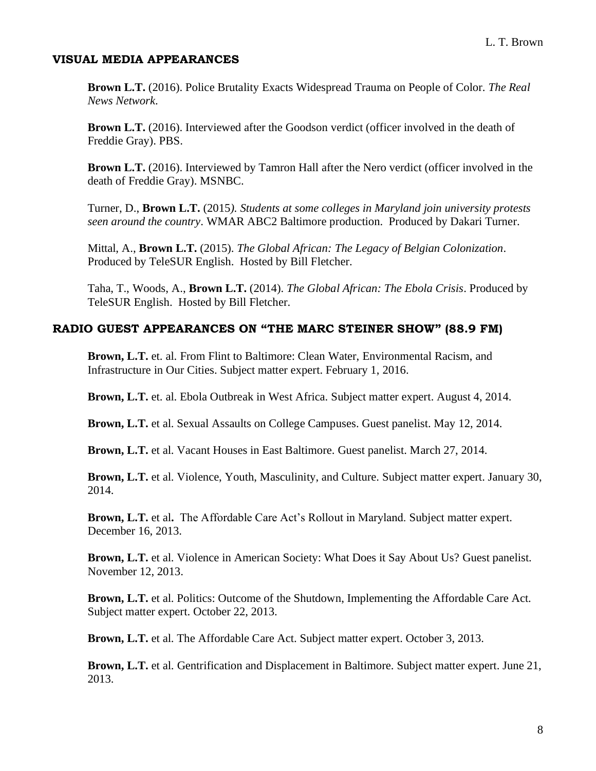## VISUAL MEDIA APPEARANCES

**Brown L.T.** (2016). Police Brutality Exacts Widespread Trauma on People of Color. *The Real News Network*.

**Brown L.T.** (2016). Interviewed after the Goodson verdict (officer involved in the death of Freddie Gray). PBS.

**Brown L.T.** (2016). Interviewed by Tamron Hall after the Nero verdict (officer involved in the death of Freddie Gray). MSNBC.

Turner, D., **Brown L.T.** (2015*). Students at some colleges in Maryland join university protests seen around the country*. WMAR ABC2 Baltimore production. Produced by Dakari Turner.

Mittal, A., **Brown L.T.** (2015). *The Global African: The Legacy of Belgian Colonization*. Produced by TeleSUR English. Hosted by Bill Fletcher.

Taha, T., Woods, A., **Brown L.T.** (2014). *The Global African: The Ebola Crisis*. Produced by TeleSUR English. Hosted by Bill Fletcher.

## RADIO GUEST APPEARANCES ON "THE MARC STEINER SHOW" (88.9 FM)

**Brown, L.T.** et. al. From Flint to Baltimore: Clean Water, Environmental Racism, and Infrastructure in Our Cities. Subject matter expert. February 1, 2016.

**Brown, L.T.** et. al. Ebola Outbreak in West Africa. Subject matter expert. August 4, 2014.

**Brown, L.T.** et al. Sexual Assaults on College Campuses. Guest panelist. May 12, 2014.

**Brown, L.T.** et al. Vacant Houses in East Baltimore. Guest panelist. March 27, 2014.

**Brown, L.T.** et al. Violence, Youth, Masculinity, and Culture. Subject matter expert. January 30, 2014.

**Brown, L.T.** et al**.** The Affordable Care Act's Rollout in Maryland. Subject matter expert. December 16, 2013.

**Brown, L.T.** et al. Violence in American Society: What Does it Say About Us? Guest panelist. November 12, 2013.

**Brown, L.T.** et al. Politics: Outcome of the Shutdown, Implementing the Affordable Care Act. Subject matter expert. October 22, 2013.

**Brown, L.T.** et al. The Affordable Care Act. Subject matter expert. October 3, 2013.

**Brown, L.T.** et al. Gentrification and Displacement in Baltimore. Subject matter expert. June 21, 2013.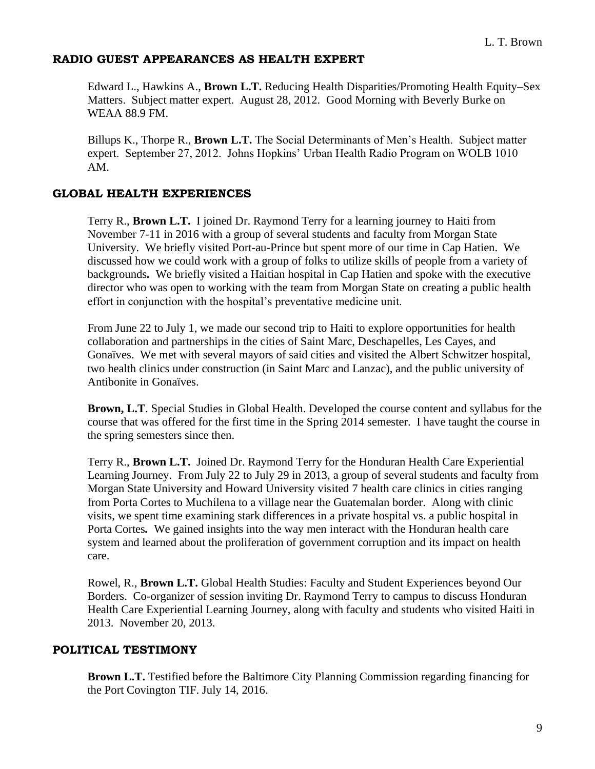## RADIO GUEST APPEARANCES AS HEALTH EXPERT

Edward L., Hawkins A., **Brown L.T.** Reducing Health Disparities/Promoting Health Equity–Sex Matters. Subject matter expert. August 28, 2012. Good Morning with Beverly Burke on WEAA 88.9 FM.

Billups K., Thorpe R., **Brown L.T.** The Social Determinants of Men's Health. Subject matter expert. September 27, 2012. Johns Hopkins' Urban Health Radio Program on WOLB 1010 AM.

## GLOBAL HEALTH EXPERIENCES

Terry R., **Brown L.T.** I joined Dr. Raymond Terry for a learning journey to Haiti from November 7-11 in 2016 with a group of several students and faculty from Morgan State University. We briefly visited Port-au-Prince but spent more of our time in Cap Hatien. We discussed how we could work with a group of folks to utilize skills of people from a variety of backgrounds**.** We briefly visited a Haitian hospital in Cap Hatien and spoke with the executive director who was open to working with the team from Morgan State on creating a public health effort in conjunction with the hospital's preventative medicine unit.

From June 22 to July 1, we made our second trip to Haiti to explore opportunities for health collaboration and partnerships in the cities of Saint Marc, Deschapelles, Les Cayes, and Gonaïves. We met with several mayors of said cities and visited the Albert Schwitzer hospital, two health clinics under construction (in Saint Marc and Lanzac), and the public university of Antibonite in Gonaïves.

**Brown, L.T**. Special Studies in Global Health. Developed the course content and syllabus for the course that was offered for the first time in the Spring 2014 semester. I have taught the course in the spring semesters since then.

Terry R., **Brown L.T.** Joined Dr. Raymond Terry for the Honduran Health Care Experiential Learning Journey. From July 22 to July 29 in 2013, a group of several students and faculty from Morgan State University and Howard University visited 7 health care clinics in cities ranging from Porta Cortes to Muchilena to a village near the Guatemalan border. Along with clinic visits, we spent time examining stark differences in a private hospital vs. a public hospital in Porta Cortes**.** We gained insights into the way men interact with the Honduran health care system and learned about the proliferation of government corruption and its impact on health care.

Rowel, R., **Brown L.T.** Global Health Studies: Faculty and Student Experiences beyond Our Borders. Co-organizer of session inviting Dr. Raymond Terry to campus to discuss Honduran Health Care Experiential Learning Journey, along with faculty and students who visited Haiti in 2013. November 20, 2013.

## POLITICAL TESTIMONY

**Brown L.T.** Testified before the Baltimore City Planning Commission regarding financing for the Port Covington TIF. July 14, 2016.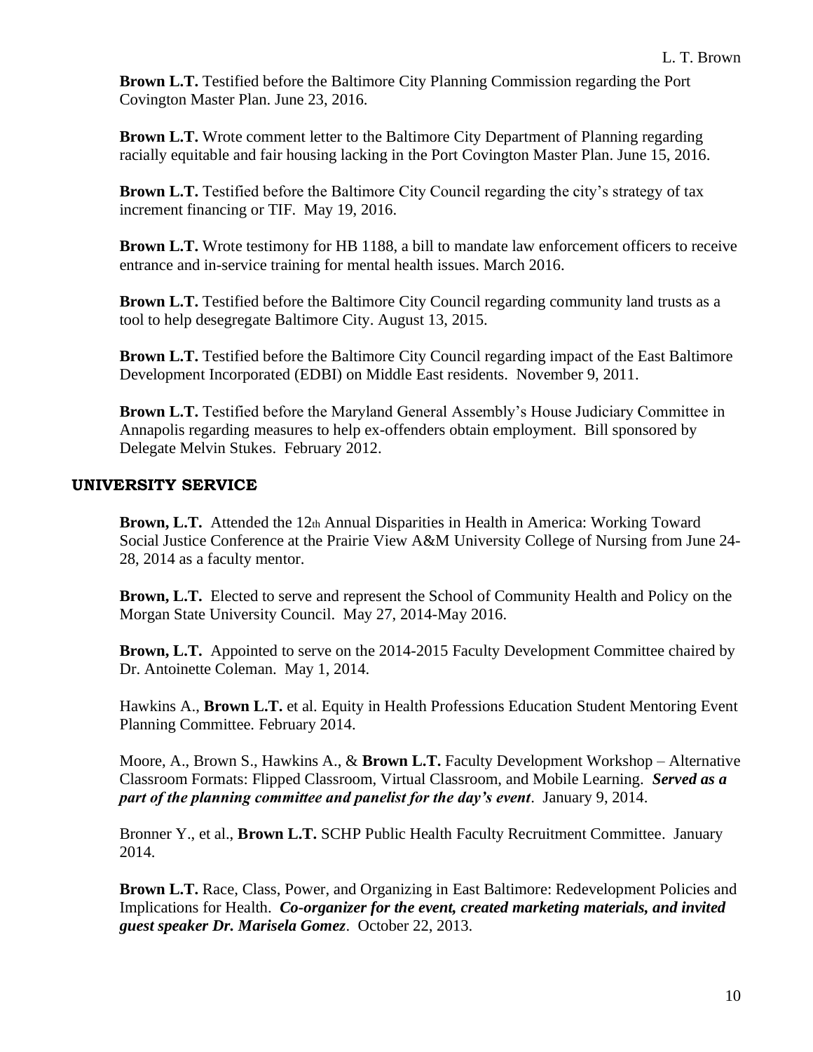**Brown L.T.** Testified before the Baltimore City Planning Commission regarding the Port Covington Master Plan. June 23, 2016.

**Brown L.T.** Wrote comment letter to the Baltimore City Department of Planning regarding racially equitable and fair housing lacking in the Port Covington Master Plan. June 15, 2016.

**Brown L.T.** Testified before the Baltimore City Council regarding the city's strategy of tax increment financing or TIF. May 19, 2016.

**Brown L.T.** Wrote testimony for HB 1188, a bill to mandate law enforcement officers to receive entrance and in-service training for mental health issues. March 2016.

**Brown L.T.** Testified before the Baltimore City Council regarding community land trusts as a tool to help desegregate Baltimore City. August 13, 2015.

**Brown L.T.** Testified before the Baltimore City Council regarding impact of the East Baltimore Development Incorporated (EDBI) on Middle East residents. November 9, 2011.

**Brown L.T.** Testified before the Maryland General Assembly's House Judiciary Committee in Annapolis regarding measures to help ex-offenders obtain employment. Bill sponsored by Delegate Melvin Stukes. February 2012.

## UNIVERSITY SERVICE

**Brown, L.T.** Attended the 12th Annual Disparities in Health in America: Working Toward Social Justice Conference at the Prairie View A&M University College of Nursing from June 24-28, 2014 as a faculty mentor.

**Brown, L.T.** Elected to serve and represent the School of Community Health and Policy on the Morgan State University Council. May 27, 2014-May 2016.

**Brown, L.T.** Appointed to serve on the 2014-2015 Faculty Development Committee chaired by Dr. Antoinette Coleman. May 1, 2014.

Hawkins A., **Brown L.T.** et al. Equity in Health Professions Education Student Mentoring Event Planning Committee. February 2014.

Moore, A., Brown S., Hawkins A., & **Brown L.T.** Faculty Development Workshop – Alternative Classroom Formats: Flipped Classroom, Virtual Classroom, and Mobile Learning. ***Served as a part of the planning committee and panelist for the day's event***. January 9, 2014.

Bronner Y., et al., **Brown L.T.** SCHP Public Health Faculty Recruitment Committee. January 2014.

**Brown L.T.** Race, Class, Power, and Organizing in East Baltimore: Redevelopment Policies and Implications for Health. ***Co-organizer for the event, created marketing materials, and invited guest speaker Dr. Marisela Gomez***. October 22, 2013.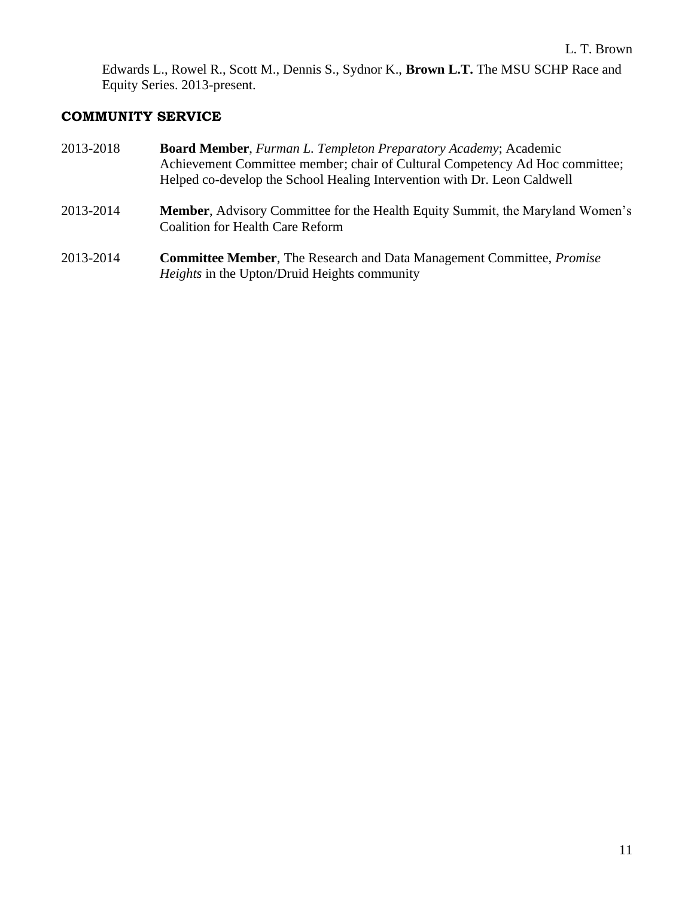Edwards L., Rowel R., Scott M., Dennis S., Sydnor K., **Brown L.T.** The MSU SCHP Race and Equity Series. 2013-present.

## COMMUNITY SERVICE

2013-2018 **Board Member**, *Furman L. Templeton Preparatory Academy*; Academic Achievement Committee member; chair of Cultural Competency Ad Hoc committee; Helped co-develop the School Healing Intervention with Dr. Leon Caldwell

2013-2014 **Member**, Advisory Committee for the Health Equity Summit, the Maryland Women's Coalition for Health Care Reform

2013-2014 **Committee Member**, The Research and Data Management Committee, *Promise Heights* in the Upton/Druid Heights community